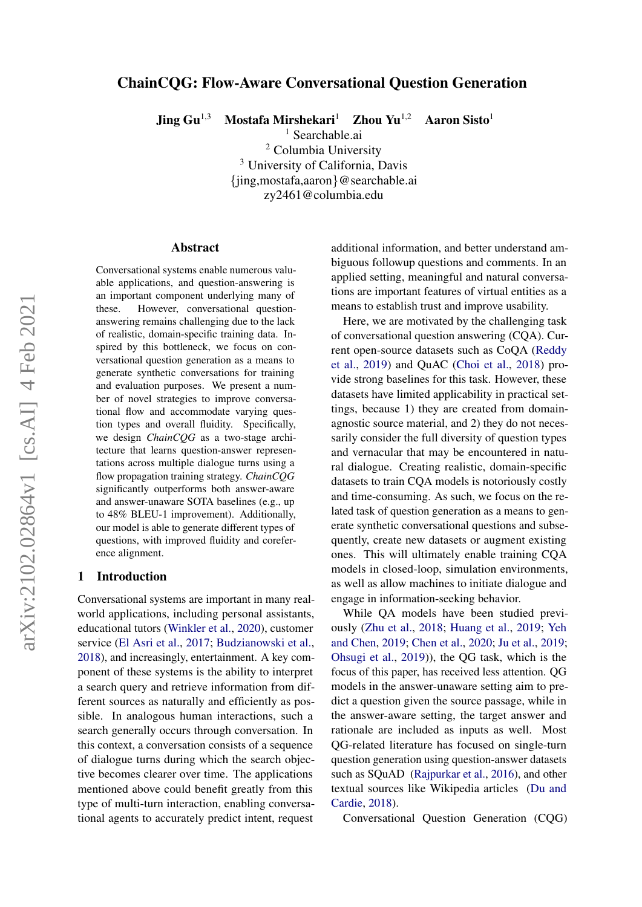# ChainCQG: Flow-Aware Conversational Question Generation

**Jing Gu**[1,3] **Mostafa Mirshekari**[1] **Zhou Yu**[1,2] **Aaron Sisto**[1]

[1] Searchable.ai
[2] Columbia University
[3] University of California, Davis
{jing,mostafa,aaron}@searchable.ai
zy2461@columbia.edu

## Abstract

Conversational systems enable numerous valuable applications, and question-answering is an important component underlying many of these. However, conversational question-answering remains challenging due to the lack of realistic, domain-specific training data. Inspired by this bottleneck, we focus on conversational question generation as a means to generate synthetic conversations for training and evaluation purposes. We present a number of novel strategies to improve conversational flow and accommodate varying question types and overall fluidity. Specifically, we design *ChainCQG* as a two-stage architecture that learns question-answer representations across multiple dialogue turns using a flow propagation training strategy. *ChainCQG* significantly outperforms both answer-aware and answer-unaware SOTA baselines (e.g., up to 48% BLEU-1 improvement). Additionally, our model is able to generate different types of questions, with improved fluidity and coreference alignment.

## 1 Introduction

Conversational systems are important in many real-world applications, including personal assistants, educational tutors (Winkler et al., 2020), customer service (El Asri et al., 2017; Budzianowski et al., 2018), and increasingly, entertainment. A key component of these systems is the ability to interpret a search query and retrieve information from different sources as naturally and efficiently as possible. In analogous human interactions, such a search generally occurs through conversation. In this context, a conversation consists of a sequence of dialogue turns during which the search objective becomes clearer over time. The applications mentioned above could benefit greatly from this type of multi-turn interaction, enabling conversational agents to accurately predict intent, request additional information, and better understand ambiguous followup questions and comments. In an applied setting, meaningful and natural conversations are important features of virtual entities as a means to establish trust and improve usability.

Here, we are motivated by the challenging task of conversational question answering (CQA). Current open-source datasets such as CoQA (Reddy et al., 2019) and QuAC (Choi et al., 2018) provide strong baselines for this task. However, these datasets have limited applicability in practical settings, because 1) they are created from domain-agnostic source material, and 2) they do not necessarily consider the full diversity of question types and vernacular that may be encountered in natural dialogue. Creating realistic, domain-specific datasets to train CQA models is notoriously costly and time-consuming. As such, we focus on the related task of question generation as a means to generate synthetic conversational questions and subsequently, create new datasets or augment existing ones. This will ultimately enable training CQA models in closed-loop, simulation environments, as well as allow machines to initiate dialogue and engage in information-seeking behavior.

While QA models have been studied previously (Zhu et al., 2018; Huang et al., 2019; Yeh and Chen, 2019; Chen et al., 2020; Ju et al., 2019; Ohsugi et al., 2019)), the QG task, which is the focus of this paper, has received less attention. QG models in the answer-unaware setting aim to predict a question given the source passage, while in the answer-aware setting, the target answer and rationale are included as inputs as well. Most QG-related literature has focused on single-turn question generation using question-answer datasets such as SQuAD (Rajpurkar et al., 2016), and other textual sources like Wikipedia articles (Du and Cardie, 2018).

Conversational Question Generation (CQG)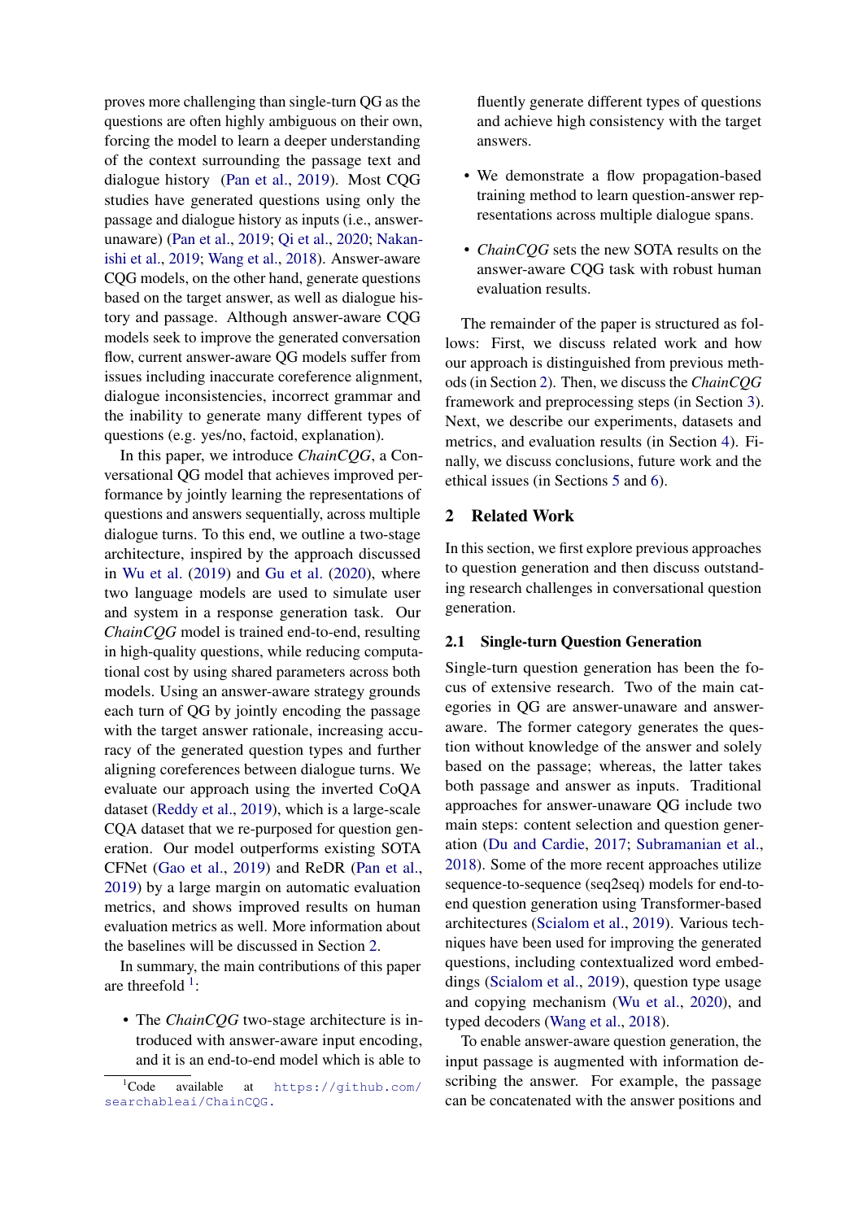proves more challenging than single-turn QG as the questions are often highly ambiguous on their own, forcing the model to learn a deeper understanding of the context surrounding the passage text and dialogue history (Pan et al., 2019). Most CQG studies have generated questions using only the passage and dialogue history as inputs (i.e., answer-unaware) (Pan et al., 2019; Qi et al., 2020; Nakanishi et al., 2019; Wang et al., 2018). Answer-aware CQG models, on the other hand, generate questions based on the target answer, as well as dialogue history and passage. Although answer-aware CQG models seek to improve the generated conversation flow, current answer-aware QG models suffer from issues including inaccurate coreference alignment, dialogue inconsistencies, incorrect grammar and the inability to generate many different types of questions (e.g. yes/no, factoid, explanation).

In this paper, we introduce *ChainCQG*, a Conversational QG model that achieves improved performance by jointly learning the representations of questions and answers sequentially, across multiple dialogue turns. To this end, we outline a two-stage architecture, inspired by the approach discussed in Wu et al. (2019) and Gu et al. (2020), where two language models are used to simulate user and system in a response generation task. Our *ChainCQG* model is trained end-to-end, resulting in high-quality questions, while reducing computational cost by using shared parameters across both models. Using an answer-aware strategy grounds each turn of QG by jointly encoding the passage with the target answer rationale, increasing accuracy of the generated question types and further aligning coreferences between dialogue turns. We evaluate our approach using the inverted CoQA dataset (Reddy et al., 2019), which is a large-scale CQA dataset that we re-purposed for question generation. Our model outperforms existing SOTA CFNet (Gao et al., 2019) and ReDR (Pan et al., 2019) by a large margin on automatic evaluation metrics, and shows improved results on human evaluation metrics as well. More information about the baselines will be discussed in Section 2.

In summary, the main contributions of this paper are threefold [1]:

- The *ChainCQG* two-stage architecture is introduced with answer-aware input encoding, and it is an end-to-end model which is able to fluently generate different types of questions and achieve high consistency with the target answers.
- We demonstrate a flow propagation-based training method to learn question-answer representations across multiple dialogue spans.
- *ChainCQG* sets the new SOTA results on the answer-aware CQG task with robust human evaluation results.

The remainder of the paper is structured as follows: First, we discuss related work and how our approach is distinguished from previous methods (in Section 2). Then, we discuss the *ChainCQG* framework and preprocessing steps (in Section 3). Next, we describe our experiments, datasets and metrics, and evaluation results (in Section 4). Finally, we discuss conclusions, future work and the ethical issues (in Sections 5 and 6).

## 2 Related Work

In this section, we first explore previous approaches to question generation and then discuss outstanding research challenges in conversational question generation.

### 2.1 Single-turn Question Generation

Single-turn question generation has been the focus of extensive research. Two of the main categories in QG are answer-unaware and answer-aware. The former category generates the question without knowledge of the answer and solely based on the passage; whereas, the latter takes both passage and answer as inputs. Traditional approaches for answer-unaware QG include two main steps: content selection and question generation (Du and Cardie, 2017; Subramanian et al., 2018). Some of the more recent approaches utilize sequence-to-sequence (seq2seq) models for end-to-end question generation using Transformer-based architectures (Scialom et al., 2019). Various techniques have been used for improving the generated questions, including contextualized word embeddings (Scialom et al., 2019), question type usage and copying mechanism (Wu et al., 2020), and typed decoders (Wang et al., 2018).

To enable answer-aware question generation, the input passage is augmented with information describing the answer. For example, the passage can be concatenated with the answer positions and

[1] Code available at https://github.com/searchableai/ChainCQG.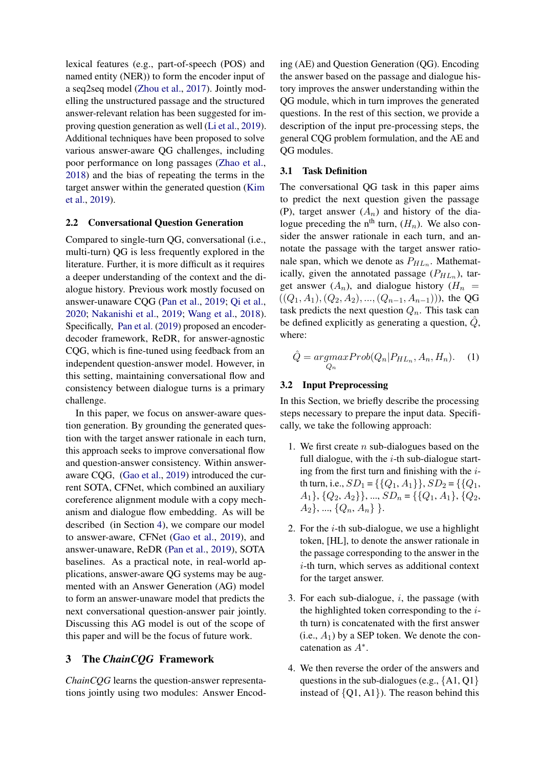lexical features (e.g., part-of-speech (POS) and named entity (NER)) to form the encoder input of a seq2seq model (Zhou et al., 2017). Jointly modelling the unstructured passage and the structured answer-relevant relation has been suggested for improving question generation as well (Li et al., 2019). Additional techniques have been proposed to solve various answer-aware QG challenges, including poor performance on long passages (Zhao et al., 2018) and the bias of repeating the terms in the target answer within the generated question (Kim et al., 2019).

## 2.2 Conversational Question Generation

Compared to single-turn QG, conversational (i.e., multi-turn) QG is less frequently explored in the literature. Further, it is more difficult as it requires a deeper understanding of the context and the dialogue history. Previous work mostly focused on answer-unaware CQG (Pan et al., 2019; Qi et al., 2020; Nakanishi et al., 2019; Wang et al., 2018). Specifically, Pan et al. (2019) proposed an encoder-decoder framework, ReDR, for answer-agnostic CQG, which is fine-tuned using feedback from an independent question-answer model. However, in this setting, maintaining conversational flow and consistency between dialogue turns is a primary challenge.

In this paper, we focus on answer-aware question generation. By grounding the generated question with the target answer rationale in each turn, this approach seeks to improve conversational flow and question-answer consistency. Within answer-aware CQG, (Gao et al., 2019) introduced the current SOTA, CFNet, which combined an auxiliary coreference alignment module with a copy mechanism and dialogue flow embedding. As will be described (in Section 4), we compare our model to answer-aware, CFNet (Gao et al., 2019), and answer-unaware, ReDR (Pan et al., 2019), SOTA baselines. As a practical note, in real-world applications, answer-aware QG systems may be augmented with an Answer Generation (AG) model to form an answer-unaware model that predicts the next conversational question-answer pair jointly. Discussing this AG model is out of the scope of this paper and will be the focus of future work.

# 3 The *ChainCQG* Framework

*ChainCQG* learns the question-answer representations jointly using two modules: Answer Encoding (AE) and Question Generation (QG). Encoding the answer based on the passage and dialogue history improves the answer understanding within the QG module, which in turn improves the generated questions. In the rest of this section, we provide a description of the input pre-processing steps, the general CQG problem formulation, and the AE and QG modules.

## 3.1 Task Definition

The conversational QG task in this paper aims to predict the next question given the passage (P), target answer ($A_n$) and history of the dialogue preceding the n[th] turn, ($H_n$). We also consider the answer rationale in each turn, and annotate the passage with the target answer rationale span, which we denote as $P_{HL_n}$. Mathematically, given the annotated passage ($P_{HL_n}$), target answer ($A_n$), and dialogue history ($H_n = ((Q_1, A_1), (Q_2, A_2), ..., (Q_{n-1}, A_{n-1}))$), the QG task predicts the next question $Q_n$. This task can be defined explicitly as generating a question, $\hat{Q}$, where:

$$\hat{Q} = \underset{Q_n}{argmax} Prob(Q_n | P_{HL_n}, A_n, H_n). \quad (1)$$

## 3.2 Input Preprocessing

In this Section, we briefly describe the processing steps necessary to prepare the input data. Specifically, we take the following approach:

1. We first create $n$ sub-dialogues based on the full dialogue, with the $i$-th sub-dialogue starting from the first turn and finishing with the $i$-th turn, i.e., $SD_1 = \{\{Q_1, A_1\}\}$, $SD_2 = \{\{Q_1, A_1\}, \{Q_2, A_2\}\}$, ..., $SD_n = \{\{Q_1, A_1\}, \{Q_2, A_2\}, ..., \{Q_n, A_n\}\}$.

2. For the $i$-th sub-dialogue, we use a highlight token, [HL], to denote the answer rationale in the passage corresponding to the answer in the $i$-th turn, which serves as additional context for the target answer.

3. For each sub-dialogue, $i$, the passage (with the highlighted token corresponding to the $i$-th turn) is concatenated with the first answer (i.e., $A_1$) by a SEP token. We denote the concatenation as $A^*$.

4. We then reverse the order of the answers and questions in the sub-dialogues (e.g., {A1, Q1} instead of {Q1, A1}). The reason behind this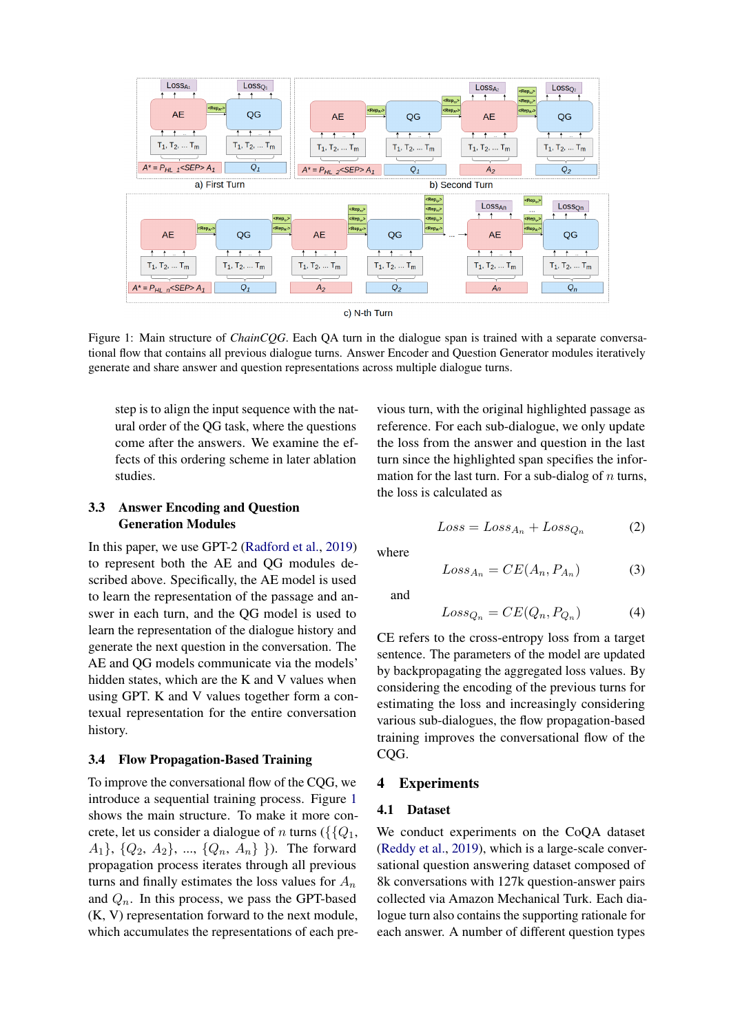Figure 1: Main structure of *ChainCQG*. Each QA turn in the dialogue span is trained with a separate conversational flow that contains all previous dialogue turns. Answer Encoder and Question Generator modules iteratively generate and share answer and question representations across multiple dialogue turns.

step is to align the input sequence with the natural order of the QG task, where the questions come after the answers. We examine the effects of this ordering scheme in later ablation studies.

### 3.3 Answer Encoding and Question Generation Modules

In this paper, we use GPT-2 (Radford et al., 2019) to represent both the AE and QG modules described above. Specifically, the AE model is used to learn the representation of the passage and answer in each turn, and the QG model is used to learn the representation of the dialogue history and generate the next question in the conversation. The AE and QG models communicate via the models' hidden states, which are the K and V values when using GPT. K and V values together form a contexual representation for the entire conversation history.

### 3.4 Flow Propagation-Based Training

To improve the conversational flow of the CQG, we introduce a sequential training process. Figure 1 shows the main structure. To make it more concrete, let us consider a dialogue of $n$ turns ($\{\{Q_1, A_1\}, \{Q_2, A_2\}, ..., \{Q_n, A_n\}\}$). The forward propagation process iterates through all previous turns and finally estimates the loss values for $A_n$ and $Q_n$. In this process, we pass the GPT-based (K, V) representation forward to the next module, which accumulates the representations of each previous turn, with the original highlighted passage as reference. For each sub-dialogue, we only update the loss from the answer and question in the last turn since the highlighted span specifies the information for the last turn. For a sub-dialog of $n$ turns, the loss is calculated as

$$Loss = Loss_{A_n} + Loss_{Q_n} \tag{2}$$

where

$$Loss_{A_n} = CE(A_n, P_{A_n}) \tag{3}$$

and

$$Loss_{Q_n} = CE(Q_n, P_{Q_n}) \tag{4}$$

CE refers to the cross-entropy loss from a target sentence. The parameters of the model are updated by backpropagating the aggregated loss values. By considering the encoding of the previous turns for estimating the loss and increasingly considering various sub-dialogues, the flow propagation-based training improves the conversational flow of the CQG.

## 4 Experiments

### 4.1 Dataset

We conduct experiments on the CoQA dataset (Reddy et al., 2019), which is a large-scale conversational question answering dataset composed of 8k conversations with 127k question-answer pairs collected via Amazon Mechanical Turk. Each dialogue turn also contains the supporting rationale for each answer. A number of different question types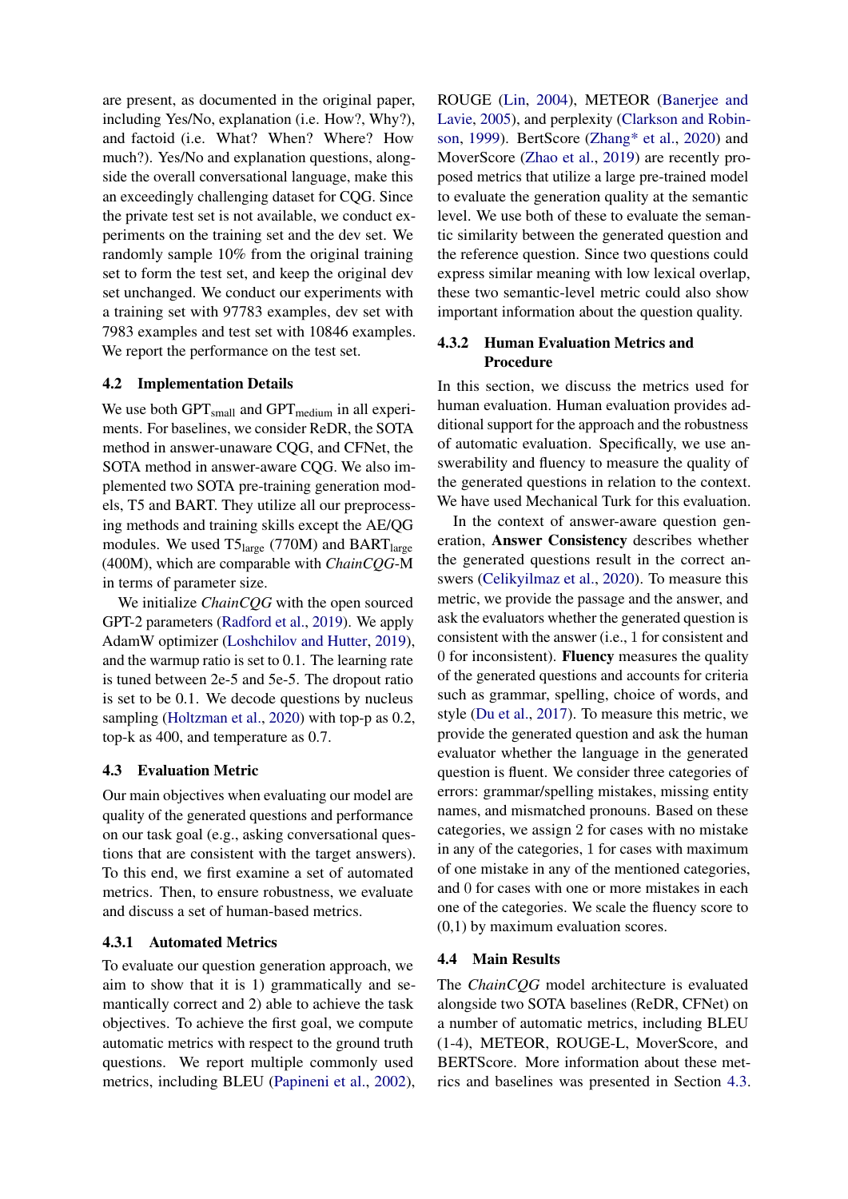are present, as documented in the original paper, including Yes/No, explanation (i.e. How?, Why?), and factoid (i.e. What? When? Where? How much?). Yes/No and explanation questions, alongside the overall conversational language, make this an exceedingly challenging dataset for CQG. Since the private test set is not available, we conduct experiments on the training set and the dev set. We randomly sample 10% from the original training set to form the test set, and keep the original dev set unchanged. We conduct our experiments with a training set with 97783 examples, dev set with 7983 examples and test set with 10846 examples. We report the performance on the test set.

## 4.2 Implementation Details

We use both $\text{GPT}_{\text{small}}$ and $\text{GPT}_{\text{medium}}$ in all experiments. For baselines, we consider ReDR, the SOTA method in answer-unaware CQG, and CFNet, the SOTA method in answer-aware CQG. We also implemented two SOTA pre-training generation models, T5 and BART. They utilize all our preprocessing methods and training skills except the AE/QG modules. We used $\text{T5}_{\text{large}}$ (770M) and $\text{BART}_{\text{large}}$ (400M), which are comparable with *ChainCQG*-M in terms of parameter size.

We initialize *ChainCQG* with the open sourced GPT-2 parameters (Radford et al., 2019). We apply AdamW optimizer (Loshchilov and Hutter, 2019), and the warmup ratio is set to 0.1. The learning rate is tuned between 2e-5 and 5e-5. The dropout ratio is set to be 0.1. We decode questions by nucleus sampling (Holtzman et al., 2020) with top-p as 0.2, top-k as 400, and temperature as 0.7.

## 4.3 Evaluation Metric

Our main objectives when evaluating our model are quality of the generated questions and performance on our task goal (e.g., asking conversational questions that are consistent with the target answers). To this end, we first examine a set of automated metrics. Then, to ensure robustness, we evaluate and discuss a set of human-based metrics.

### 4.3.1 Automated Metrics

To evaluate our question generation approach, we aim to show that it is 1) grammatically and semantically correct and 2) able to achieve the task objectives. To achieve the first goal, we compute automatic metrics with respect to the ground truth questions. We report multiple commonly used metrics, including BLEU (Papineni et al., 2002), ROUGE (Lin, 2004), METEOR (Banerjee and Lavie, 2005), and perplexity (Clarkson and Robinson, 1999). BertScore (Zhang* et al., 2020) and MoverScore (Zhao et al., 2019) are recently proposed metrics that utilize a large pre-trained model to evaluate the generation quality at the semantic level. We use both of these to evaluate the semantic similarity between the generated question and the reference question. Since two questions could express similar meaning with low lexical overlap, these two semantic-level metric could also show important information about the question quality.

### 4.3.2 Human Evaluation Metrics and Procedure

In this section, we discuss the metrics used for human evaluation. Human evaluation provides additional support for the approach and the robustness of automatic evaluation. Specifically, we use answerability and fluency to measure the quality of the generated questions in relation to the context. We have used Mechanical Turk for this evaluation.

In the context of answer-aware question generation, **Answer Consistency** describes whether the generated questions result in the correct answers (Celikyilmaz et al., 2020). To measure this metric, we provide the passage and the answer, and ask the evaluators whether the generated question is consistent with the answer (i.e., 1 for consistent and 0 for inconsistent). **Fluency** measures the quality of the generated questions and accounts for criteria such as grammar, spelling, choice of words, and style (Du et al., 2017). To measure this metric, we provide the generated question and ask the human evaluator whether the language in the generated question is fluent. We consider three categories of errors: grammar/spelling mistakes, missing entity names, and mismatched pronouns. Based on these categories, we assign 2 for cases with no mistake in any of the categories, 1 for cases with maximum of one mistake in any of the mentioned categories, and 0 for cases with one or more mistakes in each one of the categories. We scale the fluency score to (0,1) by maximum evaluation scores.

## 4.4 Main Results

The *ChainCQG* model architecture is evaluated alongside two SOTA baselines (ReDR, CFNet) on a number of automatic metrics, including BLEU (1-4), METEOR, ROUGE-L, MoverScore, and BERTScore. More information about these metrics and baselines was presented in Section 4.3.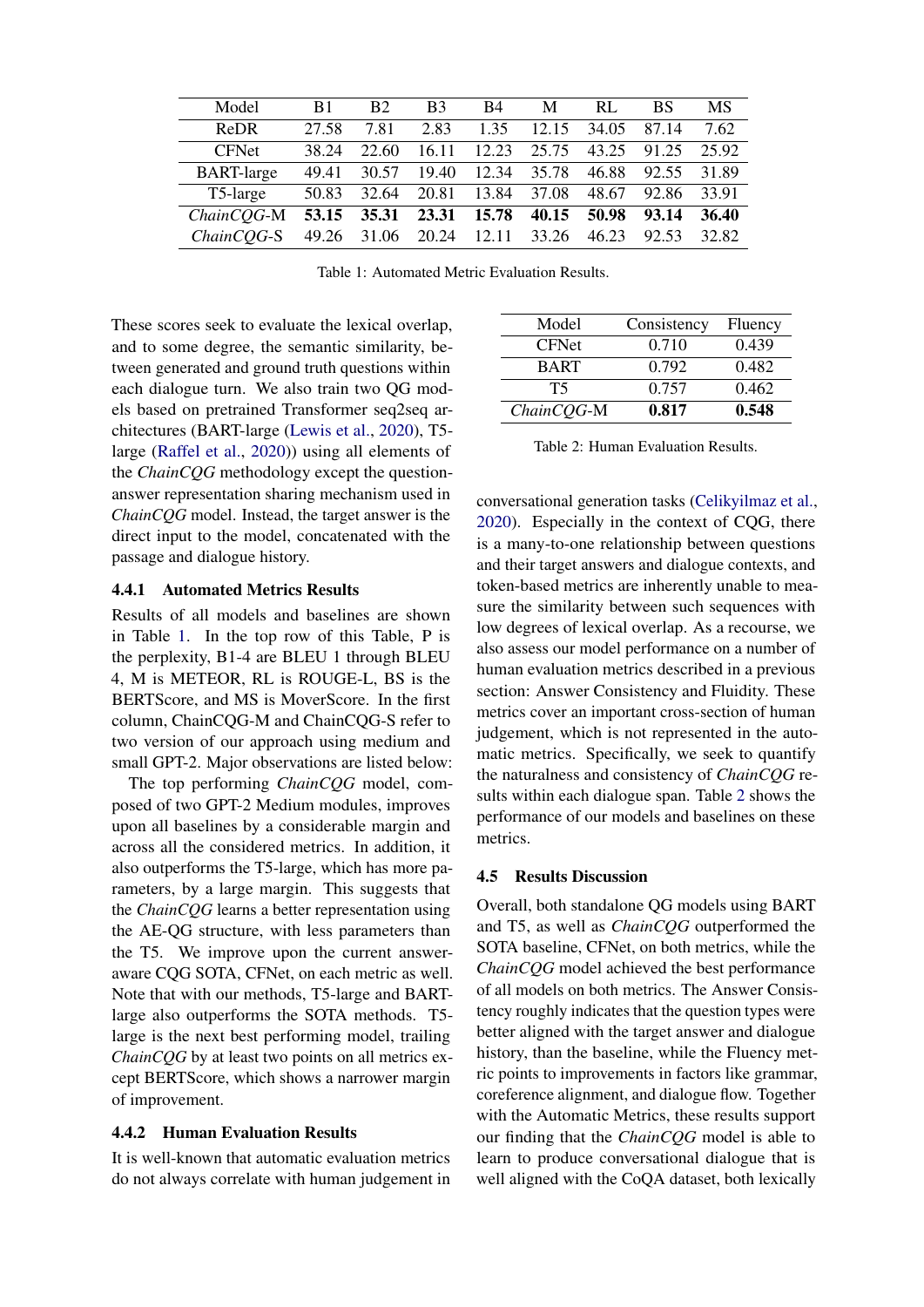| Model | B1 | B2 | B3 | B4 | M | RL | BS | MS |
|---|---|---|---|---|---|---|---|---|
| ReDR | 27.58 | 7.81 | 2.83 | 1.35 | 12.15 | 34.05 | 87.14 | 7.62 |
| CFNet | 38.24 | 22.60 | 16.11 | 12.23 | 25.75 | 43.25 | 91.25 | 25.92 |
| BART-large | 49.41 | 30.57 | 19.40 | 12.34 | 35.78 | 46.88 | 92.55 | 31.89 |
| T5-large | 50.83 | 32.64 | 20.81 | 13.84 | 37.08 | 48.67 | 92.86 | 33.91 |
| *ChainCQG*-M | **53.15** | **35.31** | **23.31** | **15.78** | **40.15** | **50.98** | **93.14** | **36.40** |
| *ChainCQG*-S | 49.26 | 31.06 | 20.24 | 12.11 | 33.26 | 46.23 | 92.53 | 32.82 |

Table 1: Automated Metric Evaluation Results.

These scores seek to evaluate the lexical overlap, and to some degree, the semantic similarity, between generated and ground truth questions within each dialogue turn. We also train two QG models based on pretrained Transformer seq2seq architectures (BART-large (Lewis et al., 2020), T5-large (Raffel et al., 2020)) using all elements of the *ChainCQG* methodology except the question-answer representation sharing mechanism used in *ChainCQG* model. Instead, the target answer is the direct input to the model, concatenated with the passage and dialogue history.

### 4.4.1 Automated Metrics Results

Results of all models and baselines are shown in Table 1. In the top row of this Table, P is the perplexity, B1-4 are BLEU 1 through BLEU 4, M is METEOR, RL is ROUGE-L, BS is the BERTScore, and MS is MoverScore. In the first column, ChainCQG-M and ChainCQG-S refer to two version of our approach using medium and small GPT-2. Major observations are listed below:

The top performing *ChainCQG* model, composed of two GPT-2 Medium modules, improves upon all baselines by a considerable margin and across all the considered metrics. In addition, it also outperforms the T5-large, which has more parameters, by a large margin. This suggests that the *ChainCQG* learns a better representation using the AE-QG structure, with less parameters than the T5. We improve upon the current answer-aware CQG SOTA, CFNet, on each metric as well. Note that with our methods, T5-large and BART-large also outperforms the SOTA methods. T5-large is the next best performing model, trailing *ChainCQG* by at least two points on all metrics except BERTScore, which shows a narrower margin of improvement.

### 4.4.2 Human Evaluation Results

It is well-known that automatic evaluation metrics do not always correlate with human judgement in conversational generation tasks (Celikyilmaz et al., 2020). Especially in the context of CQG, there is a many-to-one relationship between questions and their target answers and dialogue contexts, and token-based metrics are inherently unable to measure the similarity between such sequences with low degrees of lexical overlap. As a recourse, we also assess our model performance on a number of human evaluation metrics described in a previous section: Answer Consistency and Fluidity. These metrics cover an important cross-section of human judgement, which is not represented in the automatic metrics. Specifically, we seek to quantify the naturalness and consistency of *ChainCQG* results within each dialogue span. Table 2 shows the performance of our models and baselines on these metrics.

| Model | Consistency | Fluency |
|---|---|---|
| CFNet | 0.710 | 0.439 |
| BART | 0.792 | 0.482 |
| T5 | 0.757 | 0.462 |
| *ChainCQG*-M | **0.817** | **0.548** |

Table 2: Human Evaluation Results.

## 4.5 Results Discussion

Overall, both standalone QG models using BART and T5, as well as *ChainCQG* outperformed the SOTA baseline, CFNet, on both metrics, while the *ChainCQG* model achieved the best performance of all models on both metrics. The Answer Consistency roughly indicates that the question types were better aligned with the target answer and dialogue history, than the baseline, while the Fluency metric points to improvements in factors like grammar, coreference alignment, and dialogue flow. Together with the Automatic Metrics, these results support our finding that the *ChainCQG* model is able to learn to produce conversational dialogue that is well aligned with the CoQA dataset, both lexically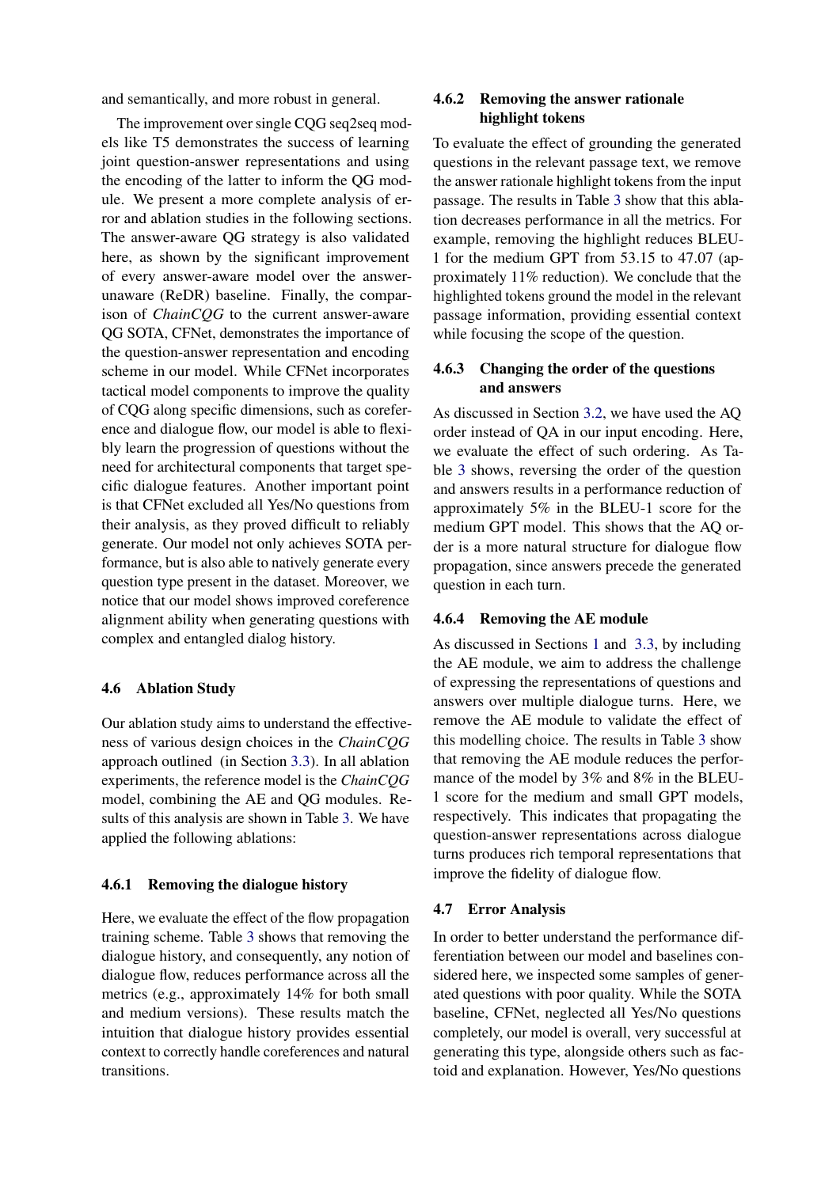and semantically, and more robust in general.

The improvement over single CQG seq2seq models like T5 demonstrates the success of learning joint question-answer representations and using the encoding of the latter to inform the QG module. We present a more complete analysis of error and ablation studies in the following sections. The answer-aware QG strategy is also validated here, as shown by the significant improvement of every answer-aware model over the answer-unaware (ReDR) baseline. Finally, the comparison of *ChainCQG* to the current answer-aware QG SOTA, CFNet, demonstrates the importance of the question-answer representation and encoding scheme in our model. While CFNet incorporates tactical model components to improve the quality of CQG along specific dimensions, such as coreference and dialogue flow, our model is able to flexibly learn the progression of questions without the need for architectural components that target specific dialogue features. Another important point is that CFNet excluded all Yes/No questions from their analysis, as they proved difficult to reliably generate. Our model not only achieves SOTA performance, but is also able to natively generate every question type present in the dataset. Moreover, we notice that our model shows improved coreference alignment ability when generating questions with complex and entangled dialog history.

## 4.6 Ablation Study

Our ablation study aims to understand the effectiveness of various design choices in the *ChainCQG* approach outlined (in Section 3.3). In all ablation experiments, the reference model is the *ChainCQG* model, combining the AE and QG modules. Results of this analysis are shown in Table 3. We have applied the following ablations:

### 4.6.1 Removing the dialogue history

Here, we evaluate the effect of the flow propagation training scheme. Table 3 shows that removing the dialogue history, and consequently, any notion of dialogue flow, reduces performance across all the metrics (e.g., approximately 14% for both small and medium versions). These results match the intuition that dialogue history provides essential context to correctly handle coreferences and natural transitions.

### 4.6.2 Removing the answer rationale highlight tokens

To evaluate the effect of grounding the generated questions in the relevant passage text, we remove the answer rationale highlight tokens from the input passage. The results in Table 3 show that this ablation decreases performance in all the metrics. For example, removing the highlight reduces BLEU-1 for the medium GPT from 53.15 to 47.07 (approximately 11% reduction). We conclude that the highlighted tokens ground the model in the relevant passage information, providing essential context while focusing the scope of the question.

### 4.6.3 Changing the order of the questions and answers

As discussed in Section 3.2, we have used the AQ order instead of QA in our input encoding. Here, we evaluate the effect of such ordering. As Table 3 shows, reversing the order of the question and answers results in a performance reduction of approximately 5% in the BLEU-1 score for the medium GPT model. This shows that the AQ order is a more natural structure for dialogue flow propagation, since answers precede the generated question in each turn.

### 4.6.4 Removing the AE module

As discussed in Sections 1 and 3.3, by including the AE module, we aim to address the challenge of expressing the representations of questions and answers over multiple dialogue turns. Here, we remove the AE module to validate the effect of this modelling choice. The results in Table 3 show that removing the AE module reduces the performance of the model by 3% and 8% in the BLEU-1 score for the medium and small GPT models, respectively. This indicates that propagating the question-answer representations across dialogue turns produces rich temporal representations that improve the fidelity of dialogue flow.

## 4.7 Error Analysis

In order to better understand the performance differentiation between our model and baselines considered here, we inspected some samples of generated questions with poor quality. While the SOTA baseline, CFNet, neglected all Yes/No questions completely, our model is overall, very successful at generating this type, alongside others such as factoid and explanation. However, Yes/No questions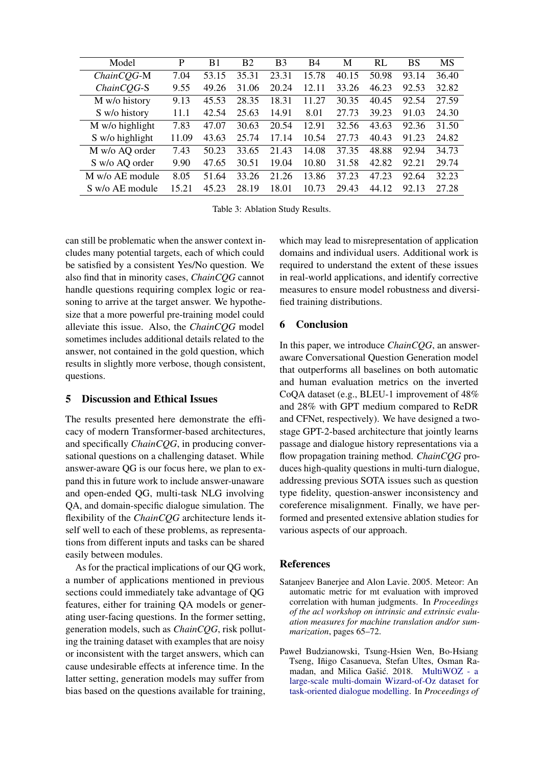| Model | P | B1 | B2 | B3 | B4 | M | RL | BS | MS |
|---|---|---|---|---|---|---|---|---|---|
| *ChainCQG*-M | 7.04 | 53.15 | 35.31 | 23.31 | 15.78 | 40.15 | 50.98 | 93.14 | 36.40 |
| *ChainCQG*-S | 9.55 | 49.26 | 31.06 | 20.24 | 12.11 | 33.26 | 46.23 | 92.53 | 32.82 |
| M w/o history | 9.13 | 45.53 | 28.35 | 18.31 | 11.27 | 30.35 | 40.45 | 92.54 | 27.59 |
| S w/o history | 11.1 | 42.54 | 25.63 | 14.91 | 8.01 | 27.73 | 39.23 | 91.03 | 24.30 |
| M w/o highlight | 7.83 | 47.07 | 30.63 | 20.54 | 12.91 | 32.56 | 43.63 | 92.36 | 31.50 |
| S w/o highlight | 11.09 | 43.63 | 25.74 | 17.14 | 10.54 | 27.73 | 40.43 | 91.23 | 24.82 |
| M w/o AQ order | 7.43 | 50.23 | 33.65 | 21.43 | 14.08 | 37.35 | 48.88 | 92.94 | 34.73 |
| S w/o AQ order | 9.90 | 47.65 | 30.51 | 19.04 | 10.80 | 31.58 | 42.82 | 92.21 | 29.74 |
| M w/o AE module | 8.05 | 51.64 | 33.26 | 21.26 | 13.86 | 37.23 | 47.23 | 92.64 | 32.23 |
| S w/o AE module | 15.21 | 45.23 | 28.19 | 18.01 | 10.73 | 29.43 | 44.12 | 92.13 | 27.28 |

Table 3: Ablation Study Results.

can still be problematic when the answer context includes many potential targets, each of which could be satisfied by a consistent Yes/No question. We also find that in minority cases, *ChainCQG* cannot handle questions requiring complex logic or reasoning to arrive at the target answer. We hypothesize that a more powerful pre-training model could alleviate this issue. Also, the *ChainCQG* model sometimes includes additional details related to the answer, not contained in the gold question, which results in slightly more verbose, though consistent, questions.

## 5 Discussion and Ethical Issues

The results presented here demonstrate the efficacy of modern Transformer-based architectures, and specifically *ChainCQG*, in producing conversational questions on a challenging dataset. While answer-aware QG is our focus here, we plan to expand this in future work to include answer-unaware and open-ended QG, multi-task NLG involving QA, and domain-specific dialogue simulation. The flexibility of the *ChainCQG* architecture lends itself well to each of these problems, as representations from different inputs and tasks can be shared easily between modules.

As for the practical implications of our QG work, a number of applications mentioned in previous sections could immediately take advantage of QG features, either for training QA models or generating user-facing questions. In the former setting, generation models, such as *ChainCQG*, risk polluting the training dataset with examples that are noisy or inconsistent with the target answers, which can cause undesirable effects at inference time. In the latter setting, generation models may suffer from bias based on the questions available for training, which may lead to misrepresentation of application domains and individual users. Additional work is required to understand the extent of these issues in real-world applications, and identify corrective measures to ensure model robustness and diversified training distributions.

## 6 Conclusion

In this paper, we introduce *ChainCQG*, an answer-aware Conversational Question Generation model that outperforms all baselines on both automatic and human evaluation metrics on the inverted CoQA dataset (e.g., BLEU-1 improvement of 48% and 28% with GPT medium compared to ReDR and CFNet, respectively). We have designed a two-stage GPT-2-based architecture that jointly learns passage and dialogue history representations via a flow propagation training method. *ChainCQG* produces high-quality questions in multi-turn dialogue, addressing previous SOTA issues such as question type fidelity, question-answer inconsistency and coreference misalignment. Finally, we have performed and presented extensive ablation studies for various aspects of our approach.

## References

Satanjeev Banerjee and Alon Lavie. 2005. Meteor: An automatic metric for mt evaluation with improved correlation with human judgments. In *Proceedings of the acl workshop on intrinsic and extrinsic evaluation measures for machine translation and/or summarization*, pages 65–72.

Paweł Budzianowski, Tsung-Hsien Wen, Bo-Hsiang Tseng, Iñigo Casanueva, Stefan Ultes, Osman Ramadan, and Milica Gašić. 2018. MultiWOZ - a large-scale multi-domain Wizard-of-Oz dataset for task-oriented dialogue modelling. In *Proceedings of*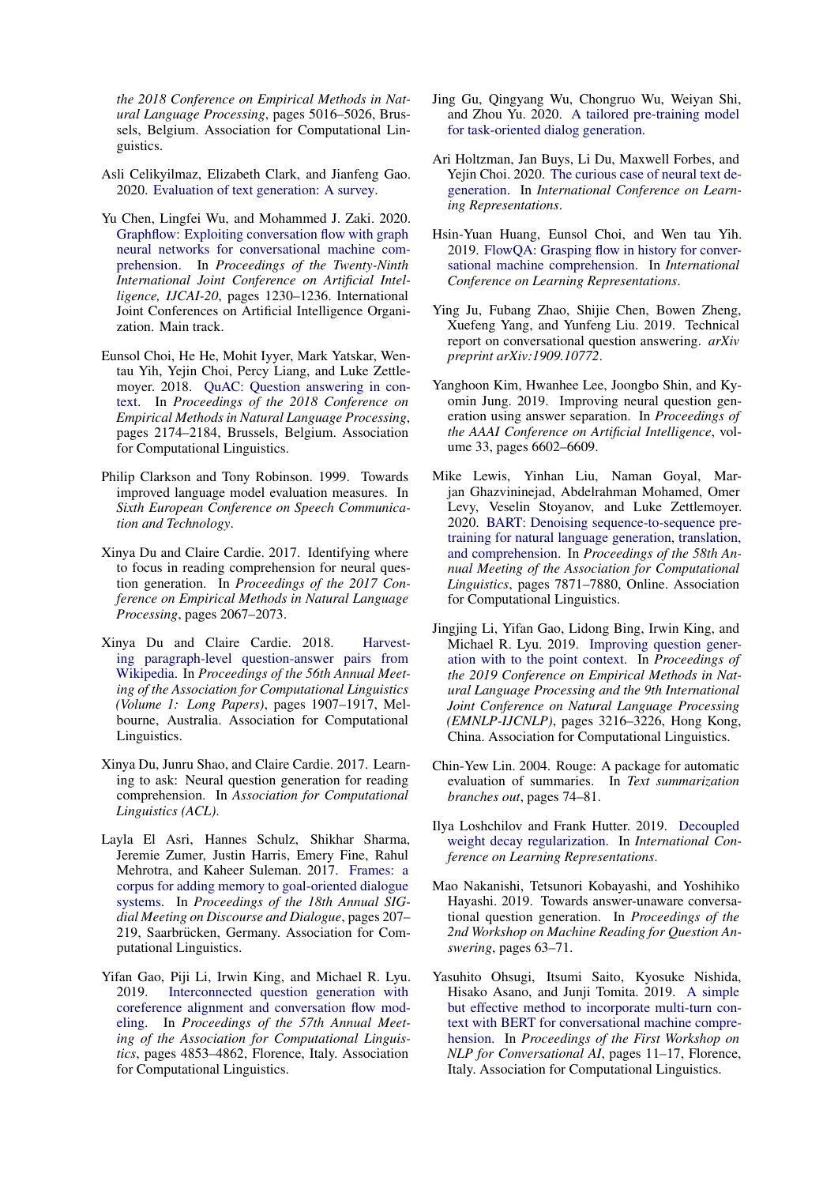the 2018 Conference on Empirical Methods in Natural Language Processing, pages 5016–5026, Brussels, Belgium. Association for Computational Linguistics.

Asli Celikyilmaz, Elizabeth Clark, and Jianfeng Gao. 2020. Evaluation of text generation: A survey.

Yu Chen, Lingfei Wu, and Mohammed J. Zaki. 2020. Graphflow: Exploiting conversation flow with graph neural networks for conversational machine comprehension. In *Proceedings of the Twenty-Ninth International Joint Conference on Artificial Intelligence, IJCAI-20*, pages 1230–1236. International Joint Conferences on Artificial Intelligence Organization. Main track.

Eunsol Choi, He He, Mohit Iyyer, Mark Yatskar, Wen-tau Yih, Yejin Choi, Percy Liang, and Luke Zettlemoyer. 2018. QuAC: Question answering in context. In *Proceedings of the 2018 Conference on Empirical Methods in Natural Language Processing*, pages 2174–2184, Brussels, Belgium. Association for Computational Linguistics.

Philip Clarkson and Tony Robinson. 1999. Towards improved language model evaluation measures. In *Sixth European Conference on Speech Communication and Technology*.

Xinya Du and Claire Cardie. 2017. Identifying where to focus in reading comprehension for neural question generation. In *Proceedings of the 2017 Conference on Empirical Methods in Natural Language Processing*, pages 2067–2073.

Xinya Du and Claire Cardie. 2018. Harvesting paragraph-level question-answer pairs from Wikipedia. In *Proceedings of the 56th Annual Meeting of the Association for Computational Linguistics (Volume 1: Long Papers)*, pages 1907–1917, Melbourne, Australia. Association for Computational Linguistics.

Xinya Du, Junru Shao, and Claire Cardie. 2017. Learning to ask: Neural question generation for reading comprehension. In *Association for Computational Linguistics (ACL)*.

Layla El Asri, Hannes Schulz, Shikhar Sharma, Jeremie Zumer, Justin Harris, Emery Fine, Rahul Mehrotra, and Kaheer Suleman. 2017. Frames: a corpus for adding memory to goal-oriented dialogue systems. In *Proceedings of the 18th Annual SIGdial Meeting on Discourse and Dialogue*, pages 207–219, Saarbrücken, Germany. Association for Computational Linguistics.

Yifan Gao, Piji Li, Irwin King, and Michael R. Lyu. 2019. Interconnected question generation with coreference alignment and conversation flow modeling. In *Proceedings of the 57th Annual Meeting of the Association for Computational Linguistics*, pages 4853–4862, Florence, Italy. Association for Computational Linguistics.

Jing Gu, Qingyang Wu, Chongruo Wu, Weiyan Shi, and Zhou Yu. 2020. A tailored pre-training model for task-oriented dialog generation.

Ari Holtzman, Jan Buys, Li Du, Maxwell Forbes, and Yejin Choi. 2020. The curious case of neural text degeneration. In *International Conference on Learning Representations*.

Hsin-Yuan Huang, Eunsol Choi, and Wen tau Yih. 2019. FlowQA: Grasping flow in history for conversational machine comprehension. In *International Conference on Learning Representations*.

Ying Ju, Fubang Zhao, Shijie Chen, Bowen Zheng, Xuefeng Yang, and Yunfeng Liu. 2019. Technical report on conversational question answering. *arXiv preprint arXiv:1909.10772*.

Yanghoon Kim, Hwanhee Lee, Joongbo Shin, and Kyomin Jung. 2019. Improving neural question generation using answer separation. In *Proceedings of the AAAI Conference on Artificial Intelligence*, volume 33, pages 6602–6609.

Mike Lewis, Yinhan Liu, Naman Goyal, Marjan Ghazvininejad, Abdelrahman Mohamed, Omer Levy, Veselin Stoyanov, and Luke Zettlemoyer. 2020. BART: Denoising sequence-to-sequence pre-training for natural language generation, translation, and comprehension. In *Proceedings of the 58th Annual Meeting of the Association for Computational Linguistics*, pages 7871–7880, Online. Association for Computational Linguistics.

Jingjing Li, Yifan Gao, Lidong Bing, Irwin King, and Michael R. Lyu. 2019. Improving question generation with to the point context. In *Proceedings of the 2019 Conference on Empirical Methods in Natural Language Processing and the 9th International Joint Conference on Natural Language Processing (EMNLP-IJCNLP)*, pages 3216–3226, Hong Kong, China. Association for Computational Linguistics.

Chin-Yew Lin. 2004. Rouge: A package for automatic evaluation of summaries. In *Text summarization branches out*, pages 74–81.

Ilya Loshchilov and Frank Hutter. 2019. Decoupled weight decay regularization. In *International Conference on Learning Representations*.

Mao Nakanishi, Tetsunori Kobayashi, and Yoshihiko Hayashi. 2019. Towards answer-unaware conversational question generation. In *Proceedings of the 2nd Workshop on Machine Reading for Question Answering*, pages 63–71.

Yasuhito Ohsugi, Itsumi Saito, Kyosuke Nishida, Hisako Asano, and Junji Tomita. 2019. A simple but effective method to incorporate multi-turn context with BERT for conversational machine comprehension. In *Proceedings of the First Workshop on NLP for Conversational AI*, pages 11–17, Florence, Italy. Association for Computational Linguistics.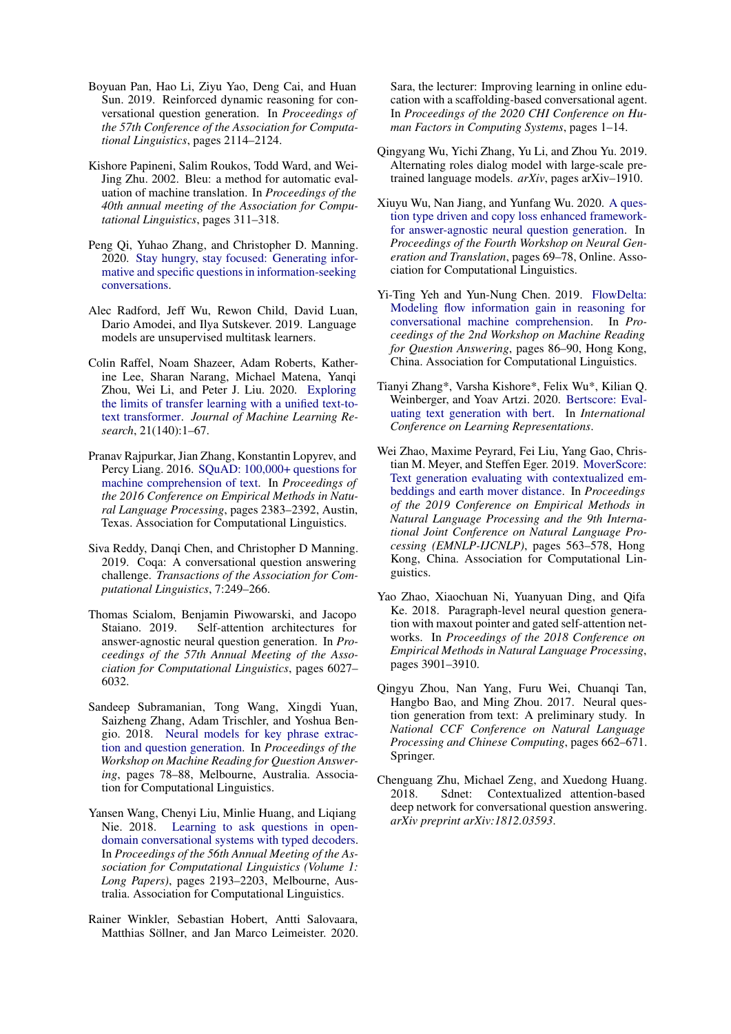Boyuan Pan, Hao Li, Ziyu Yao, Deng Cai, and Huan Sun. 2019. Reinforced dynamic reasoning for conversational question generation. In *Proceedings of the 57th Conference of the Association for Computational Linguistics*, pages 2114–2124.

Kishore Papineni, Salim Roukos, Todd Ward, and Wei-Jing Zhu. 2002. Bleu: a method for automatic evaluation of machine translation. In *Proceedings of the 40th annual meeting of the Association for Computational Linguistics*, pages 311–318.

Peng Qi, Yuhao Zhang, and Christopher D. Manning. 2020. Stay hungry, stay focused: Generating informative and specific questions in information-seeking conversations.

Alec Radford, Jeff Wu, Rewon Child, David Luan, Dario Amodei, and Ilya Sutskever. 2019. Language models are unsupervised multitask learners.

Colin Raffel, Noam Shazeer, Adam Roberts, Katherine Lee, Sharan Narang, Michael Matena, Yanqi Zhou, Wei Li, and Peter J. Liu. 2020. Exploring the limits of transfer learning with a unified text-to-text transformer. *Journal of Machine Learning Research*, 21(140):1–67.

Pranav Rajpurkar, Jian Zhang, Konstantin Lopyrev, and Percy Liang. 2016. SQuAD: 100,000+ questions for machine comprehension of text. In *Proceedings of the 2016 Conference on Empirical Methods in Natural Language Processing*, pages 2383–2392, Austin, Texas. Association for Computational Linguistics.

Siva Reddy, Danqi Chen, and Christopher D Manning. 2019. Coqa: A conversational question answering challenge. *Transactions of the Association for Computational Linguistics*, 7:249–266.

Thomas Scialom, Benjamin Piwowarski, and Jacopo Staiano. 2019. Self-attention architectures for answer-agnostic neural question generation. In *Proceedings of the 57th Annual Meeting of the Association for Computational Linguistics*, pages 6027–6032.

Sandeep Subramanian, Tong Wang, Xingdi Yuan, Saizheng Zhang, Adam Trischler, and Yoshua Bengio. 2018. Neural models for key phrase extraction and question generation. In *Proceedings of the Workshop on Machine Reading for Question Answering*, pages 78–88, Melbourne, Australia. Association for Computational Linguistics.

Yansen Wang, Chenyi Liu, Minlie Huang, and Liqiang Nie. 2018. Learning to ask questions in open-domain conversational systems with typed decoders. In *Proceedings of the 56th Annual Meeting of the Association for Computational Linguistics (Volume 1: Long Papers)*, pages 2193–2203, Melbourne, Australia. Association for Computational Linguistics.

Rainer Winkler, Sebastian Hobert, Antti Salovaara, Matthias Söllner, and Jan Marco Leimeister. 2020. Sara, the lecturer: Improving learning in online education with a scaffolding-based conversational agent. In *Proceedings of the 2020 CHI Conference on Human Factors in Computing Systems*, pages 1–14.

Qingyang Wu, Yichi Zhang, Yu Li, and Zhou Yu. 2019. Alternating roles dialog model with large-scale pre-trained language models. *arXiv*, pages arXiv–1910.

Xiuyu Wu, Nan Jiang, and Yunfang Wu. 2020. A question type driven and copy loss enhanced framework for answer-agnostic neural question generation. In *Proceedings of the Fourth Workshop on Neural Generation and Translation*, pages 69–78, Online. Association for Computational Linguistics.

Yi-Ting Yeh and Yun-Nung Chen. 2019. FlowDelta: Modeling flow information gain in reasoning for conversational machine comprehension. In *Proceedings of the 2nd Workshop on Machine Reading for Question Answering*, pages 86–90, Hong Kong, China. Association for Computational Linguistics.

Tianyi Zhang*, Varsha Kishore*, Felix Wu*, Kilian Q. Weinberger, and Yoav Artzi. 2020. Bertscore: Evaluating text generation with bert. In *International Conference on Learning Representations*.

Wei Zhao, Maxime Peyrard, Fei Liu, Yang Gao, Christian M. Meyer, and Steffen Eger. 2019. MoverScore: Text generation evaluating with contextualized embeddings and earth mover distance. In *Proceedings of the 2019 Conference on Empirical Methods in Natural Language Processing and the 9th International Joint Conference on Natural Language Processing (EMNLP-IJCNLP)*, pages 563–578, Hong Kong, China. Association for Computational Linguistics.

Yao Zhao, Xiaochuan Ni, Yuanyuan Ding, and Qifa Ke. 2018. Paragraph-level neural question generation with maxout pointer and gated self-attention networks. In *Proceedings of the 2018 Conference on Empirical Methods in Natural Language Processing*, pages 3901–3910.

Qingyu Zhou, Nan Yang, Furu Wei, Chuanqi Tan, Hangbo Bao, and Ming Zhou. 2017. Neural question generation from text: A preliminary study. In *National CCF Conference on Natural Language Processing and Chinese Computing*, pages 662–671. Springer.

Chenguang Zhu, Michael Zeng, and Xuedong Huang. 2018. Sdnet: Contextualized attention-based deep network for conversational question answering. *arXiv preprint arXiv:1812.03593*.